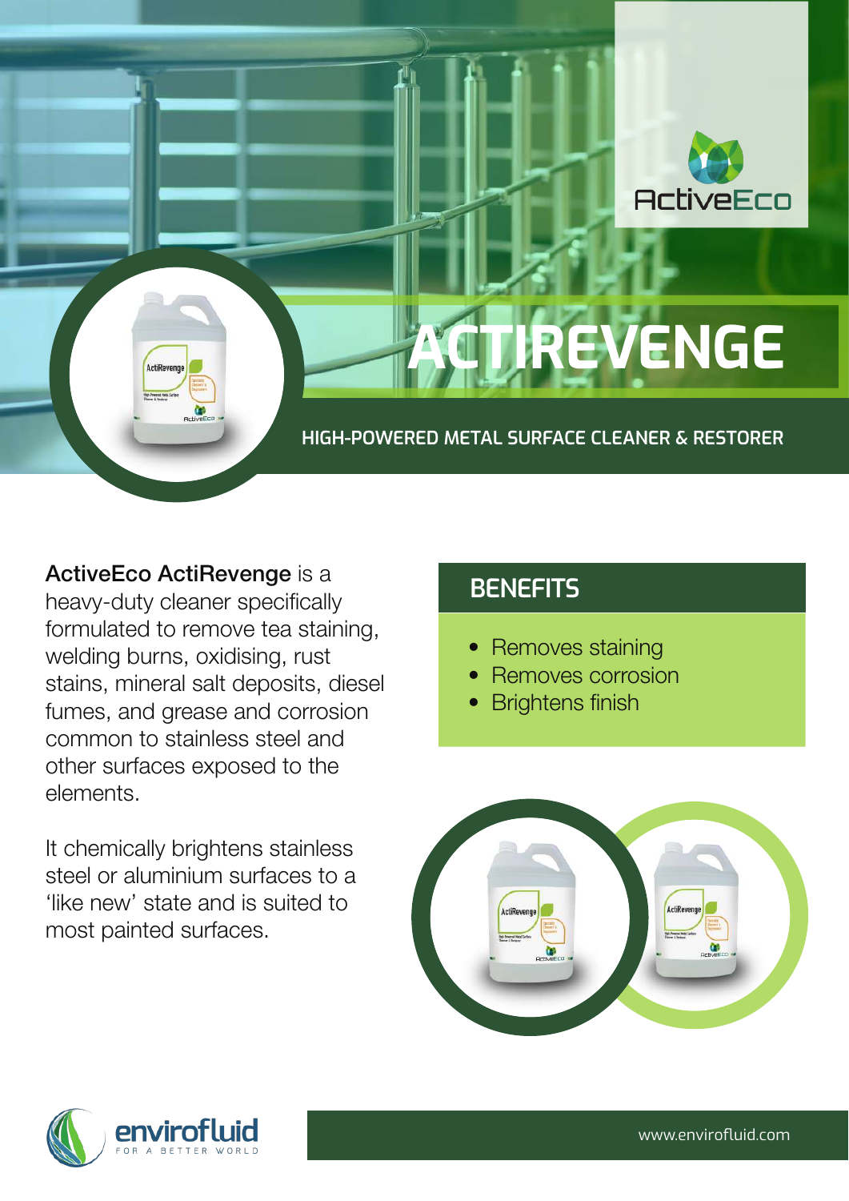ActiveEco

# ACTIREVENGE

## HIGH-POWERED METAL SURFACE CLEANER & RESTORER

**ActiveEco ActiRevenge** is a heavy-duty cleaner specifically formulated to remove tea staining, welding burns, oxidising, rust stains, mineral salt deposits, diesel fumes, and grease and corrosion common to stainless steel and other surfaces exposed to the elements.

It chemically brightens stainless steel or aluminium surfaces to a 'like new' state and is suited to most painted surfaces.

## BENEFITS

- Removes staining
- Removes corrosion
- Brightens finish

envirofluid FOR A BETTER WORLD

www.envirofluid.com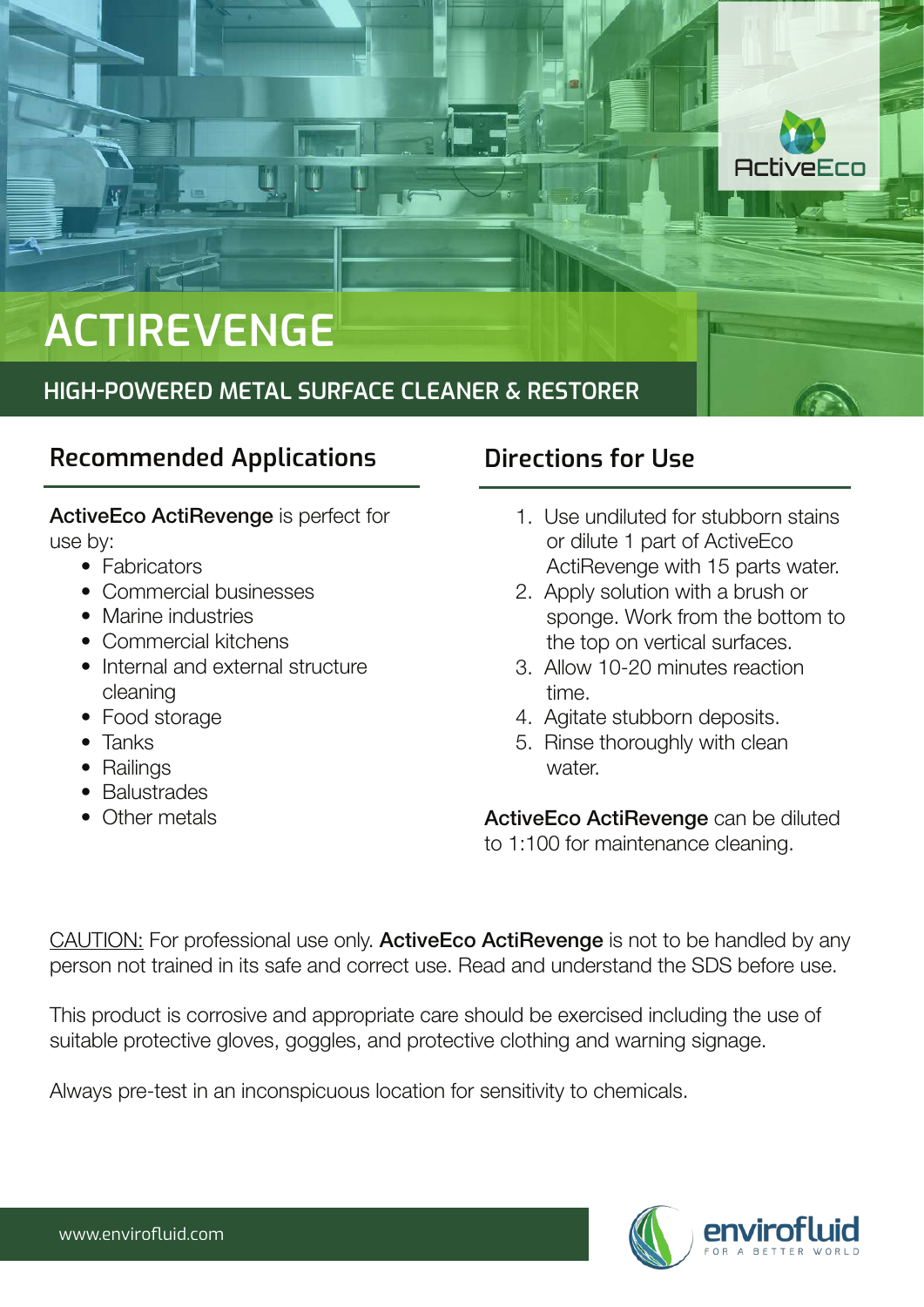ActiveEco

# ACTIREVENGE

## HIGH-POWERED METAL SURFACE CLEANER & RESTORER

## Recommended Applications

**ActiveEco ActiRevenge** is perfect for use by:

- Fabricators
- Commercial businesses
- Marine industries
- Commercial kitchens
- Internal and external structure cleaning
- Food storage
- Tanks
- Railings
- Balustrades
- Other metals

## Directions for Use

1. Use undiluted for stubborn stains or dilute 1 part of ActiveEco ActiRevenge with 15 parts water.
2. Apply solution with a brush or sponge. Work from the bottom to the top on vertical surfaces.
3. Allow 10-20 minutes reaction time.
4. Agitate stubborn deposits.
5. Rinse thoroughly with clean water.

**ActiveEco ActiRevenge** can be diluted to 1:100 for maintenance cleaning.

CAUTION: For professional use only. **ActiveEco ActiRevenge** is not to be handled by any person not trained in its safe and correct use. Read and understand the SDS before use.

This product is corrosive and appropriate care should be exercised including the use of suitable protective gloves, goggles, and protective clothing and warning signage.

Always pre-test in an inconspicuous location for sensitivity to chemicals.

www.envirofluid.com

envirofluid
FOR A BETTER WORLD